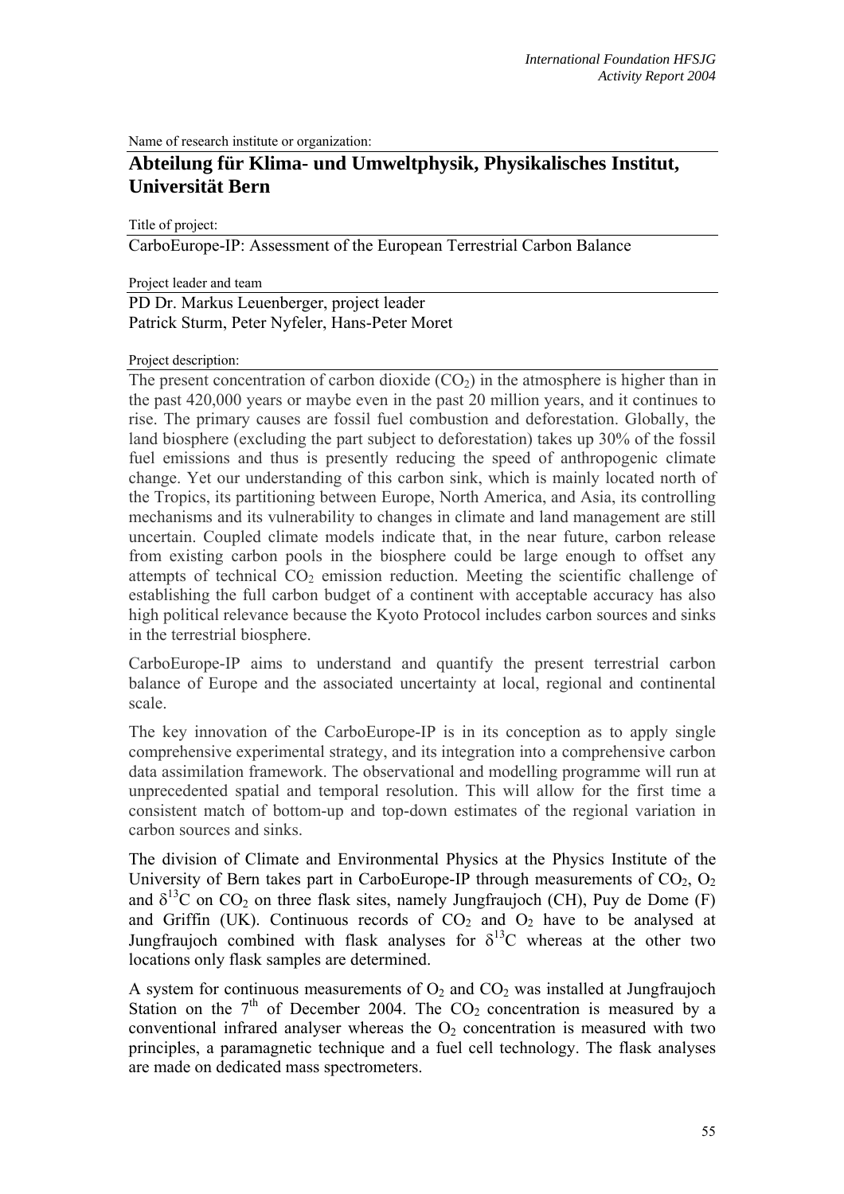Name of research institute or organization:

## Abteilung für Klima- und Umweltphysik, Physikalisches Institut, Universität Bern

Title of project:

CarboEurope-IP: Assessment of the European Terrestrial Carbon Balance

Project leader and team

PD Dr. Markus Leuenberger, project leader
Patrick Sturm, Peter Nyfeler, Hans-Peter Moret

Project description:

The present concentration of carbon dioxide ($CO_2$) in the atmosphere is higher than in the past 420,000 years or maybe even in the past 20 million years, and it continues to rise. The primary causes are fossil fuel combustion and deforestation. Globally, the land biosphere (excluding the part subject to deforestation) takes up 30% of the fossil fuel emissions and thus is presently reducing the speed of anthropogenic climate change. Yet our understanding of this carbon sink, which is mainly located north of the Tropics, its partitioning between Europe, North America, and Asia, its controlling mechanisms and its vulnerability to changes in climate and land management are still uncertain. Coupled climate models indicate that, in the near future, carbon release from existing carbon pools in the biosphere could be large enough to offset any attempts of technical $CO_2$ emission reduction. Meeting the scientific challenge of establishing the full carbon budget of a continent with acceptable accuracy has also high political relevance because the Kyoto Protocol includes carbon sources and sinks in the terrestrial biosphere.

CarboEurope-IP aims to understand and quantify the present terrestrial carbon balance of Europe and the associated uncertainty at local, regional and continental scale.

The key innovation of the CarboEurope-IP is in its conception as to apply single comprehensive experimental strategy, and its integration into a comprehensive carbon data assimilation framework. The observational and modelling programme will run at unprecedented spatial and temporal resolution. This will allow for the first time a consistent match of bottom-up and top-down estimates of the regional variation in carbon sources and sinks.

The division of Climate and Environmental Physics at the Physics Institute of the University of Bern takes part in CarboEurope-IP through measurements of $CO_2$, $O_2$ and $\delta^{13}C$ on $CO_2$ on three flask sites, namely Jungfraujoch (CH), Puy de Dome (F) and Griffin (UK). Continuous records of $CO_2$ and $O_2$ have to be analysed at Jungfraujoch combined with flask analyses for $\delta^{13}C$ whereas at the other two locations only flask samples are determined.

A system for continuous measurements of $O_2$ and $CO_2$ was installed at Jungfraujoch Station on the 7th of December 2004. The $CO_2$ concentration is measured by a conventional infrared analyser whereas the $O_2$ concentration is measured with two principles, a paramagnetic technique and a fuel cell technology. The flask analyses are made on dedicated mass spectrometers.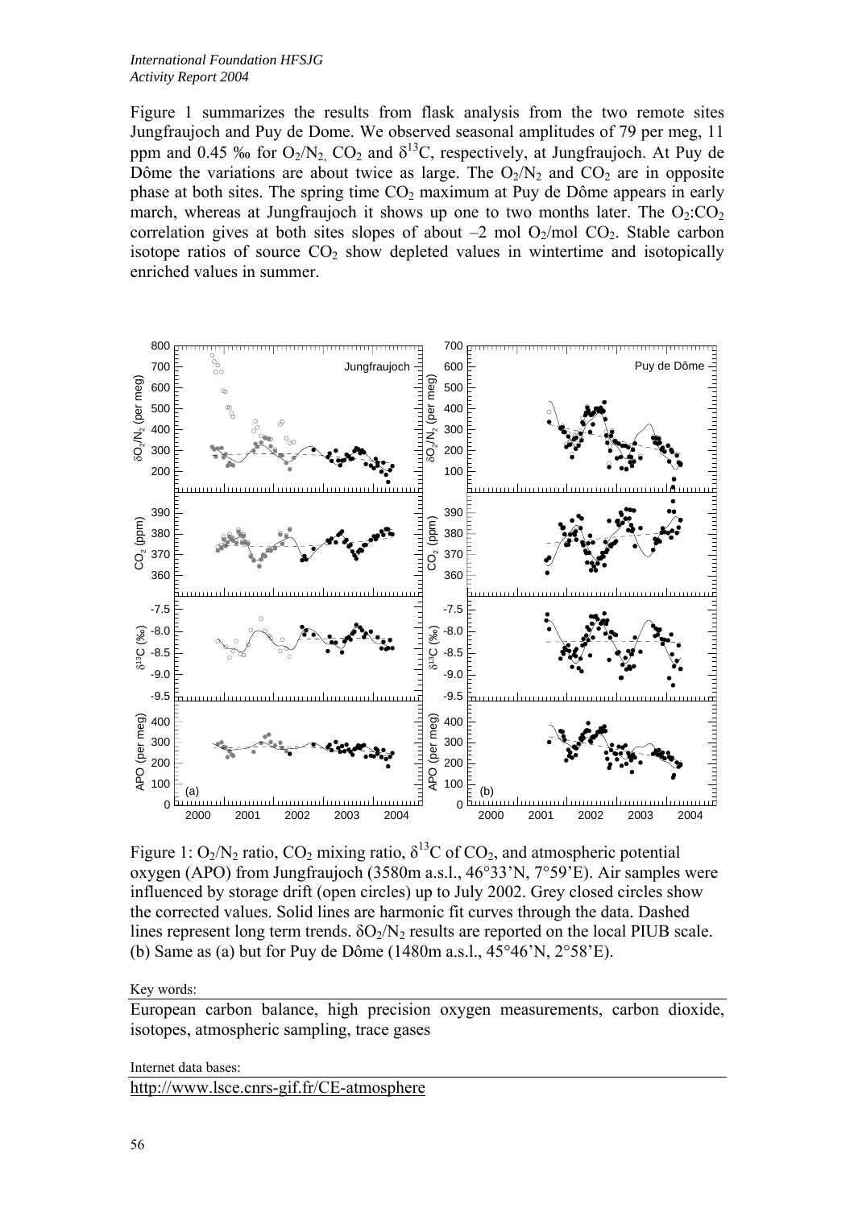Figure 1 summarizes the results from flask analysis from the two remote sites Jungfraujoch and Puy de Dome. We observed seasonal amplitudes of 79 per meg, 11 ppm and 0.45 ‰ for $O_2/N_2$, $CO_2$ and $\delta^{13}C$, respectively, at Jungfraujoch. At Puy de Dôme the variations are about twice as large. The $O_2/N_2$ and $CO_2$ are in opposite phase at both sites. The spring time $CO_2$ maximum at Puy de Dôme appears in early march, whereas at Jungfraujoch it shows up one to two months later. The $O_2$:$CO_2$ correlation gives at both sites slopes of about –2 mol $O_2$/mol $CO_2$. Stable carbon isotope ratios of source $CO_2$ show depleted values in wintertime and isotopically enriched values in summer.

Figure 1: $O_2/N_2$ ratio, $CO_2$ mixing ratio, $\delta^{13}C$ of $CO_2$, and atmospheric potential oxygen (APO) from Jungfraujoch (3580m a.s.l., 46°33'N, 7°59'E). Air samples were influenced by storage drift (open circles) up to July 2002. Grey closed circles show the corrected values. Solid lines are harmonic fit curves through the data. Dashed lines represent long term trends. $\delta O_2/N_2$ results are reported on the local PIUB scale. (b) Same as (a) but for Puy de Dôme (1480m a.s.l., 45°46'N, 2°58'E).

Key words:

European carbon balance, high precision oxygen measurements, carbon dioxide, isotopes, atmospheric sampling, trace gases

Internet data bases:

http://www.lsce.cnrs-gif.fr/CE-atmosphere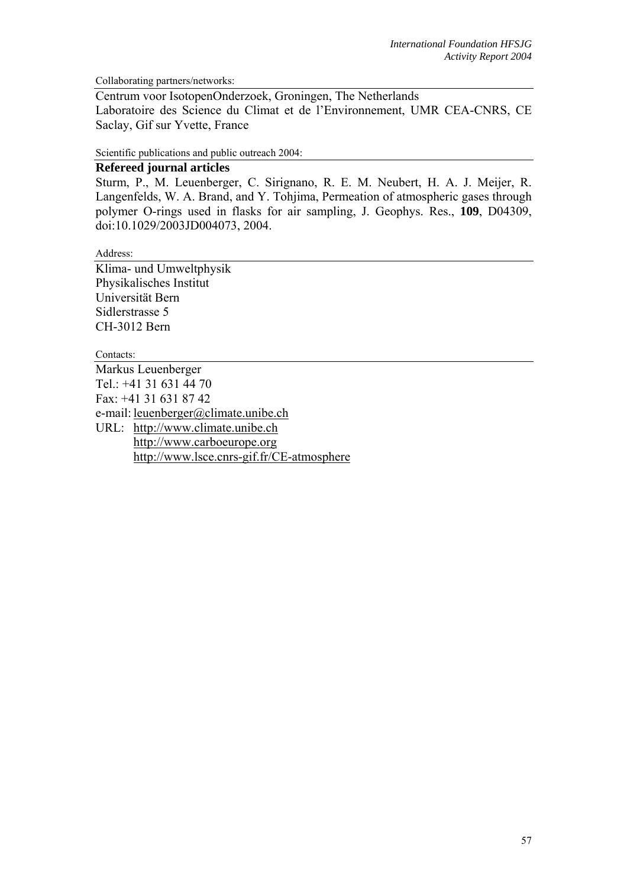Collaborating partners/networks:

Centrum voor IsotopenOnderzoek, Groningen, The Netherlands
Laboratoire des Science du Climat et de l'Environnement, UMR CEA-CNRS, CE Saclay, Gif sur Yvette, France

Scientific publications and public outreach 2004:

**Refereed journal articles**

Sturm, P., M. Leuenberger, C. Sirignano, R. E. M. Neubert, H. A. J. Meijer, R. Langenfelds, W. A. Brand, and Y. Tohjima, Permeation of atmospheric gases through polymer O-rings used in flasks for air sampling, J. Geophys. Res., **109**, D04309, doi:10.1029/2003JD004073, 2004.

Address:

Klima- und Umweltphysik
Physikalisches Institut
Universität Bern
Sidlerstrasse 5
CH-3012 Bern

Contacts:

Markus Leuenberger
Tel.: +41 31 631 44 70
Fax: +41 31 631 87 42
e-mail: leuenberger@climate.unibe.ch
URL: http://www.climate.unibe.ch
http://www.carboeurope.org
http://www.lsce.cnrs-gif.fr/CE-atmosphere